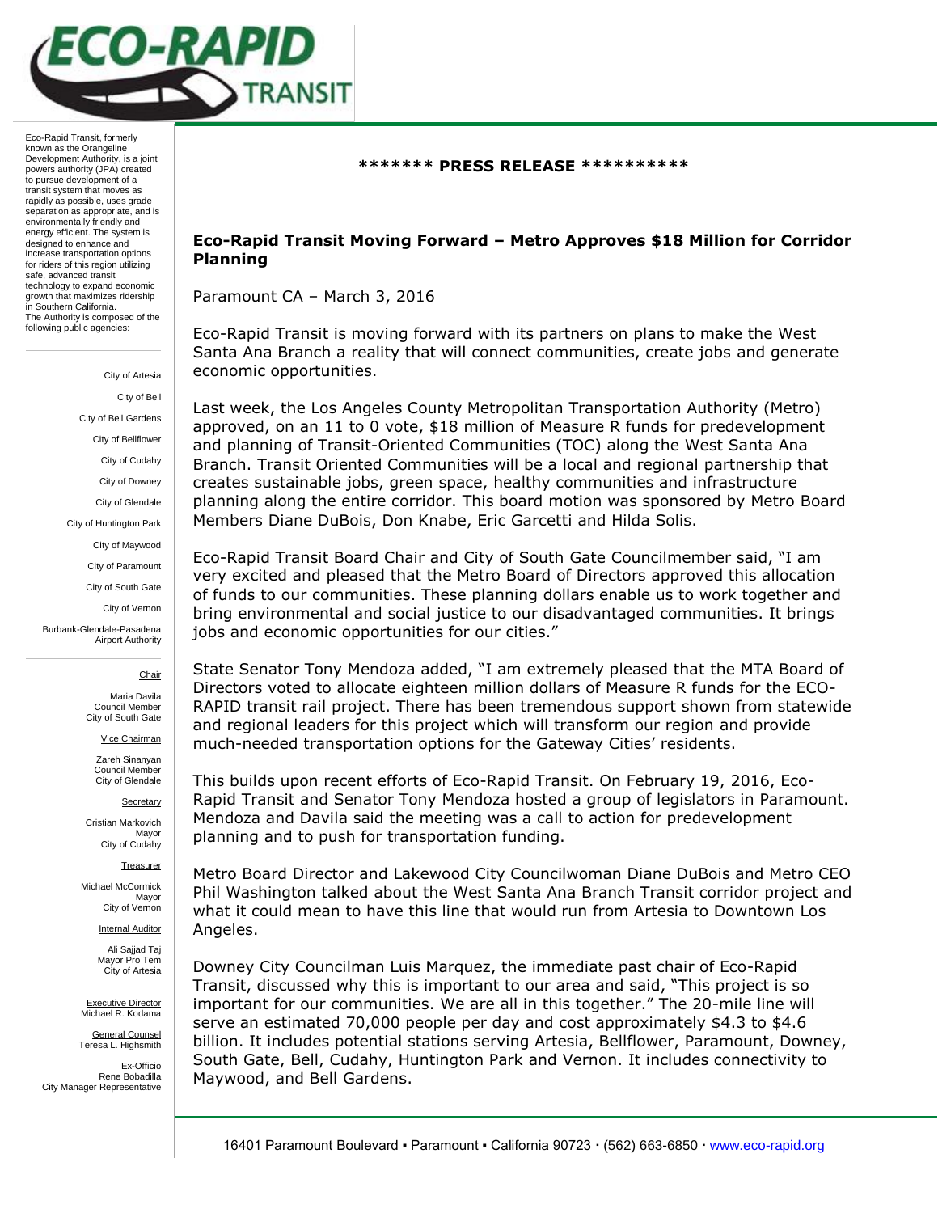Eco-Rapid Transit, formerly known as the Orangeline Development Authority, is a joint powers authority (JPA) created to pursue development of a transit system that moves as rapidly as possible, uses grade separation as appropriate, and is environmentally friendly and energy efficient. The system is designed to enhance and increase transportation options for riders of this region utilizing safe, advanced transit technology to expand economic growth that maximizes ridership in Southern California.
The Authority is composed of the following public agencies:

City of Artesia
City of Bell
City of Bell Gardens
City of Bellflower
City of Cudahy
City of Downey
City of Glendale
City of Huntington Park
City of Maywood
City of Paramount
City of South Gate
City of Vernon
Burbank-Glendale-Pasadena Airport Authority

Chair
Maria Davila
Council Member
City of South Gate

Vice Chairman
Zareh Sinanyan
Council Member
City of Glendale

Secretary
Cristian Markovich
Mayor
City of Cudahy

Treasurer
Michael McCormick
Mayor
City of Vernon

Internal Auditor
Ali Sajjad Taj
Mayor Pro Tem
City of Artesia

Executive Director
Michael R. Kodama

General Counsel
Teresa L. Highsmith

Ex-Officio
Rene Bobadilla
City Manager Representative

**\*\*\*\*\*\*\* PRESS RELEASE \*\*\*\*\*\*\*\*\*\***

## Eco-Rapid Transit Moving Forward – Metro Approves $18 Million for Corridor Planning

Paramount CA – March 3, 2016

Eco-Rapid Transit is moving forward with its partners on plans to make the West Santa Ana Branch a reality that will connect communities, create jobs and generate economic opportunities.

Last week, the Los Angeles County Metropolitan Transportation Authority (Metro) approved, on an 11 to 0 vote, $18 million of Measure R funds for predevelopment and planning of Transit-Oriented Communities (TOC) along the West Santa Ana Branch. Transit Oriented Communities will be a local and regional partnership that creates sustainable jobs, green space, healthy communities and infrastructure planning along the entire corridor. This board motion was sponsored by Metro Board Members Diane DuBois, Don Knabe, Eric Garcetti and Hilda Solis.

Eco-Rapid Transit Board Chair and City of South Gate Councilmember said, "I am very excited and pleased that the Metro Board of Directors approved this allocation of funds to our communities. These planning dollars enable us to work together and bring environmental and social justice to our disadvantaged communities. It brings jobs and economic opportunities for our cities."

State Senator Tony Mendoza added, "I am extremely pleased that the MTA Board of Directors voted to allocate eighteen million dollars of Measure R funds for the ECO-RAPID transit rail project. There has been tremendous support shown from statewide and regional leaders for this project which will transform our region and provide much-needed transportation options for the Gateway Cities' residents.

This builds upon recent efforts of Eco-Rapid Transit. On February 19, 2016, Eco-Rapid Transit and Senator Tony Mendoza hosted a group of legislators in Paramount. Mendoza and Davila said the meeting was a call to action for predevelopment planning and to push for transportation funding.

Metro Board Director and Lakewood City Councilwoman Diane DuBois and Metro CEO Phil Washington talked about the West Santa Ana Branch Transit corridor project and what it could mean to have this line that would run from Artesia to Downtown Los Angeles.

Downey City Councilman Luis Marquez, the immediate past chair of Eco-Rapid Transit, discussed why this is important to our area and said, "This project is so important for our communities. We are all in this together." The 20-mile line will serve an estimated 70,000 people per day and cost approximately $4.3 to $4.6 billion. It includes potential stations serving Artesia, Bellflower, Paramount, Downey, South Gate, Bell, Cudahy, Huntington Park and Vernon. It includes connectivity to Maywood, and Bell Gardens.

16401 Paramount Boulevard ▪ Paramount ▪ California 90723 · (562) 663-6850 · www.eco-rapid.org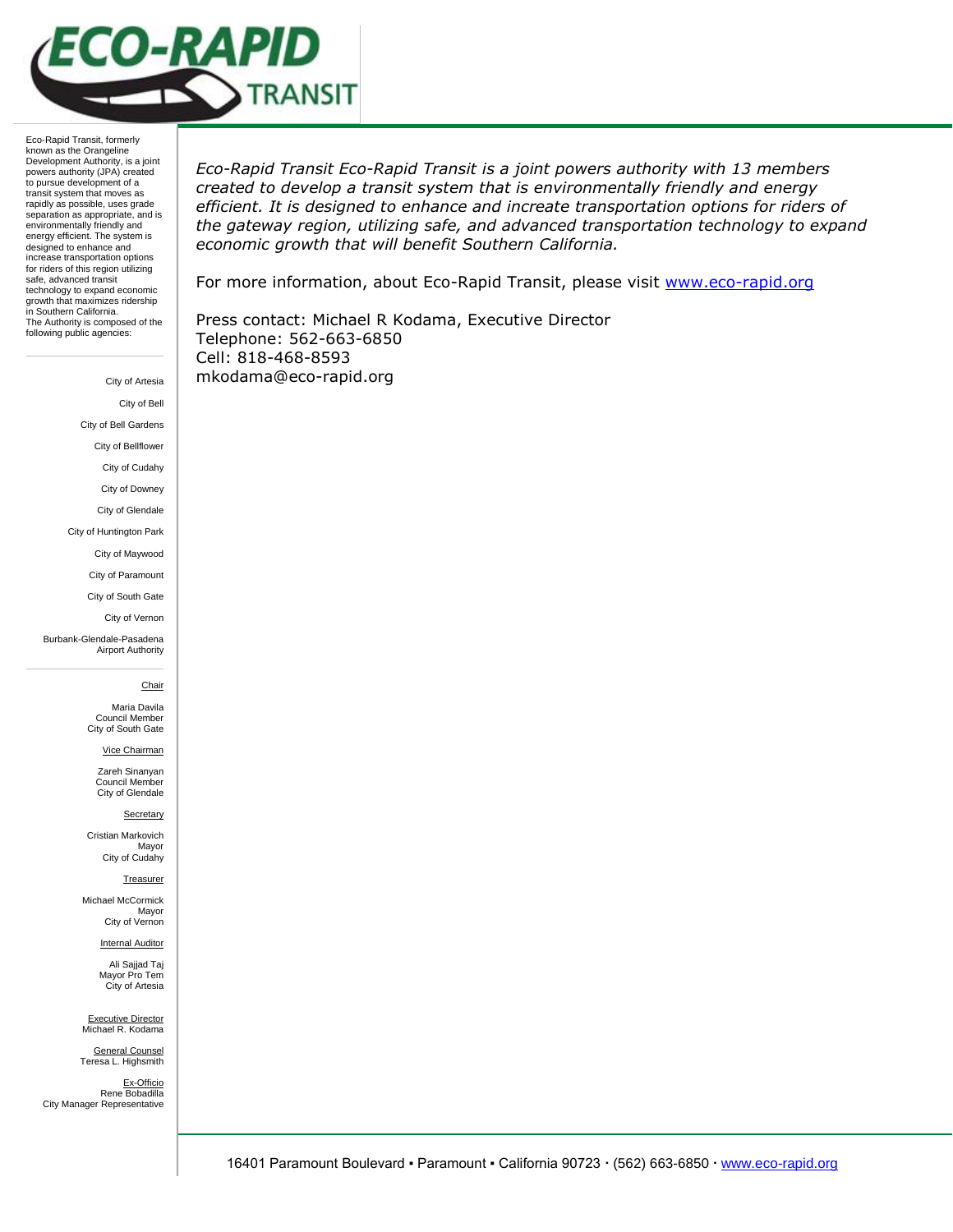# ECO-RAPID TRANSIT

Eco-Rapid Transit, formerly known as the Orangeline Development Authority, is a joint powers authority (JPA) created to pursue development of a transit system that moves as rapidly as possible, uses grade separation as appropriate, and is environmentally friendly and energy efficient. The system is designed to enhance and increase transportation options for riders of this region utilizing safe, advanced transit technology to expand economic growth that maximizes ridership in Southern California.
The Authority is composed of the following public agencies:

City of Artesia
City of Bell
City of Bell Gardens
City of Bellflower
City of Cudahy
City of Downey
City of Glendale
City of Huntington Park
City of Maywood
City of Paramount
City of South Gate
City of Vernon
Burbank-Glendale-Pasadena Airport Authority

Chair
Maria Davila
Council Member
City of South Gate

Vice Chairman
Zareh Sinanyan
Council Member
City of Glendale

Secretary
Cristian Markovich
Mayor
City of Cudahy

Treasurer
Michael McCormick
Mayor
City of Vernon

Internal Auditor
Ali Sajjad Taj
Mayor Pro Tem
City of Artesia

Executive Director
Michael R. Kodama

General Counsel
Teresa L. Highsmith

Ex-Officio
Rene Bobadilla
City Manager Representative

*Eco-Rapid Transit Eco-Rapid Transit is a joint powers authority with 13 members created to develop a transit system that is environmentally friendly and energy efficient. It is designed to enhance and increate transportation options for riders of the gateway region, utilizing safe, and advanced transportation technology to expand economic growth that will benefit Southern California.*

For more information, about Eco-Rapid Transit, please visit www.eco-rapid.org

Press contact: Michael R Kodama, Executive Director
Telephone: 562-663-6850
Cell: 818-468-8593
mkodama@eco-rapid.org

16401 Paramount Boulevard ▪ Paramount ▪ California 90723 · (562) 663-6850 · www.eco-rapid.org